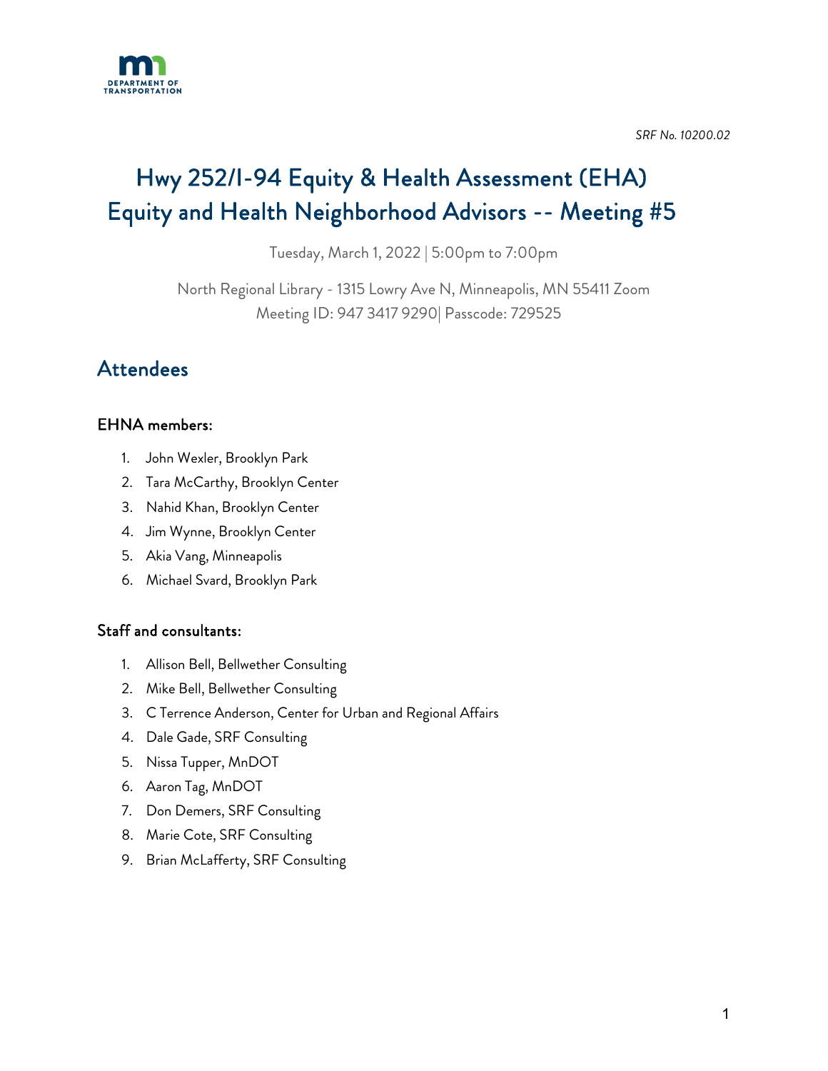*SRF No. 10200.02*

# Hwy 252/I-94 Equity & Health Assessment (EHA) Equity and Health Neighborhood Advisors -- Meeting #5

Tuesday, March 1, 2022 | 5:00pm to 7:00pm

North Regional Library - 1315 Lowry Ave N, Minneapolis, MN 55411 Zoom Meeting ID: 947 3417 9290| Passcode: 729525

## Attendees

### EHNA members:

1. John Wexler, Brooklyn Park
2. Tara McCarthy, Brooklyn Center
3. Nahid Khan, Brooklyn Center
4. Jim Wynne, Brooklyn Center
5. Akia Vang, Minneapolis
6. Michael Svard, Brooklyn Park

### Staff and consultants:

1. Allison Bell, Bellwether Consulting
2. Mike Bell, Bellwether Consulting
3. C Terrence Anderson, Center for Urban and Regional Affairs
4. Dale Gade, SRF Consulting
5. Nissa Tupper, MnDOT
6. Aaron Tag, MnDOT
7. Don Demers, SRF Consulting
8. Marie Cote, SRF Consulting
9. Brian McLafferty, SRF Consulting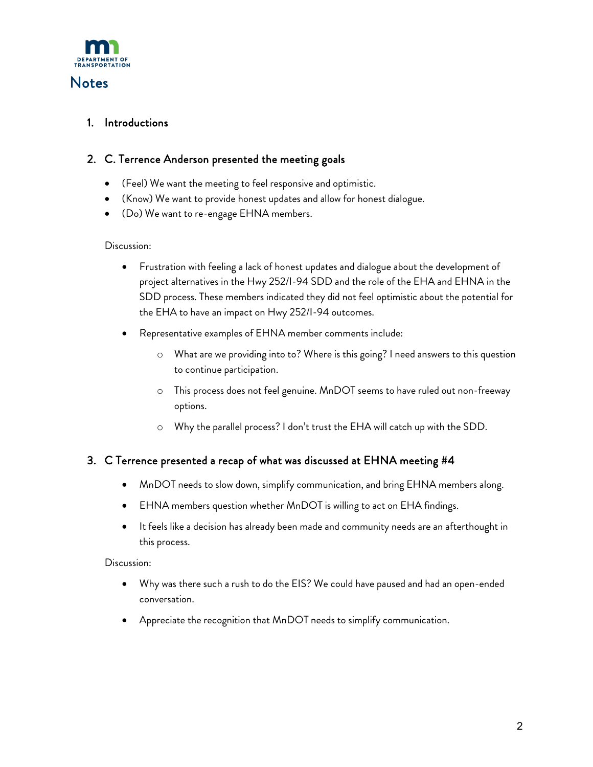# Notes

1. Introductions

2. C. Terrence Anderson presented the meeting goals

- (Feel) We want the meeting to feel responsive and optimistic.
- (Know) We want to provide honest updates and allow for honest dialogue.
- (Do) We want to re-engage EHNA members.

Discussion:

- Frustration with feeling a lack of honest updates and dialogue about the development of project alternatives in the Hwy 252/I-94 SDD and the role of the EHA and EHNA in the SDD process. These members indicated they did not feel optimistic about the potential for the EHA to have an impact on Hwy 252/I-94 outcomes.
- Representative examples of EHNA member comments include:
  - What are we providing into to? Where is this going? I need answers to this question to continue participation.
  - This process does not feel genuine. MnDOT seems to have ruled out non-freeway options.
  - Why the parallel process? I don't trust the EHA will catch up with the SDD.

3. C Terrence presented a recap of what was discussed at EHNA meeting #4

- MnDOT needs to slow down, simplify communication, and bring EHNA members along.
- EHNA members question whether MnDOT is willing to act on EHA findings.
- It feels like a decision has already been made and community needs are an afterthought in this process.

Discussion:

- Why was there such a rush to do the EIS? We could have paused and had an open-ended conversation.
- Appreciate the recognition that MnDOT needs to simplify communication.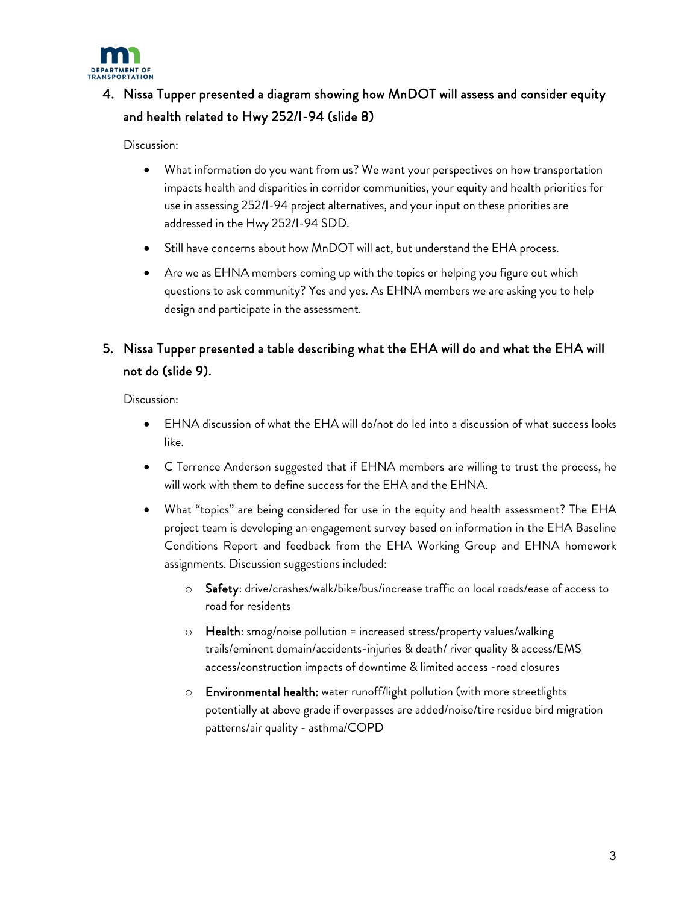4. Nissa Tupper presented a diagram showing how MnDOT will assess and consider equity and health related to Hwy 252/I-94 (slide 8)

   Discussion:

   - What information do you want from us? We want your perspectives on how transportation impacts health and disparities in corridor communities, your equity and health priorities for use in assessing 252/I-94 project alternatives, and your input on these priorities are addressed in the Hwy 252/I-94 SDD.
   - Still have concerns about how MnDOT will act, but understand the EHA process.
   - Are we as EHNA members coming up with the topics or helping you figure out which questions to ask community? Yes and yes. As EHNA members we are asking you to help design and participate in the assessment.

5. Nissa Tupper presented a table describing what the EHA will do and what the EHA will not do (slide 9).

   Discussion:

   - EHNA discussion of what the EHA will do/not do led into a discussion of what success looks like.
   - C Terrence Anderson suggested that if EHNA members are willing to trust the process, he will work with them to define success for the EHA and the EHNA.
   - What "topics" are being considered for use in the equity and health assessment? The EHA project team is developing an engagement survey based on information in the EHA Baseline Conditions Report and feedback from the EHA Working Group and EHNA homework assignments. Discussion suggestions included:
     - **Safety**: drive/crashes/walk/bike/bus/increase traffic on local roads/ease of access to road for residents
     - **Health**: smog/noise pollution = increased stress/property values/walking trails/eminent domain/accidents-injuries & death/ river quality & access/EMS access/construction impacts of downtime & limited access -road closures
     - **Environmental health:** water runoff/light pollution (with more streetlights potentially at above grade if overpasses are added/noise/tire residue bird migration patterns/air quality - asthma/COPD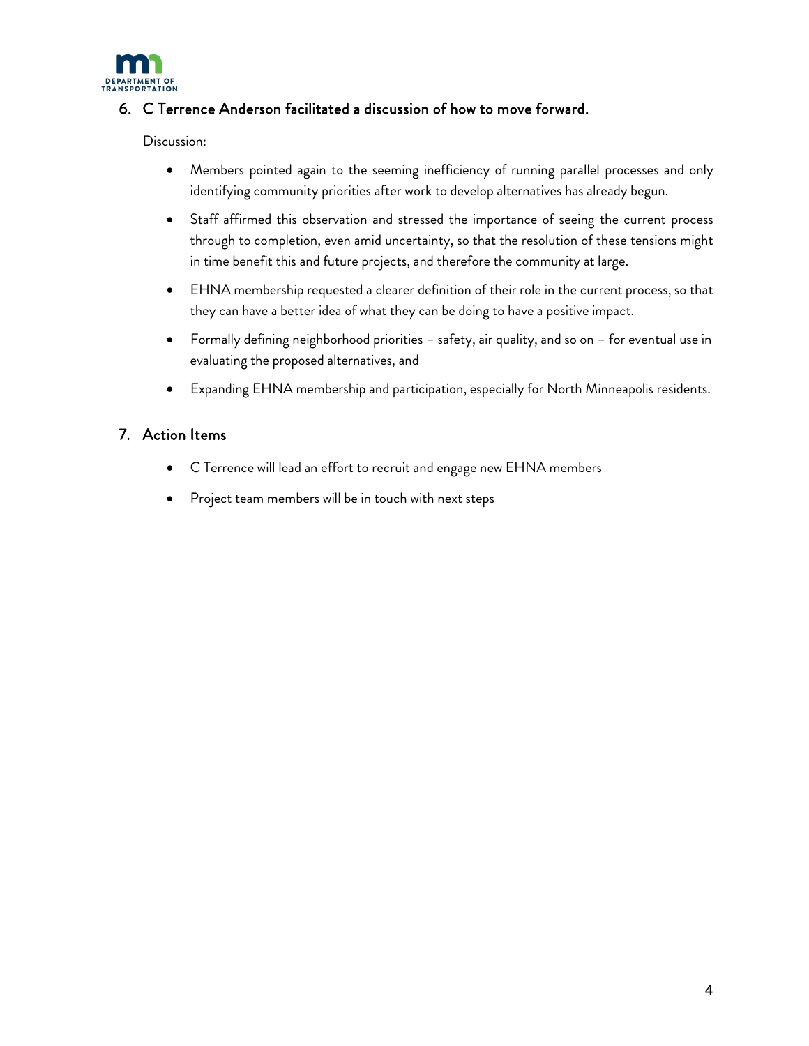## 6. C Terrence Anderson facilitated a discussion of how to move forward.

Discussion:

- Members pointed again to the seeming inefficiency of running parallel processes and only identifying community priorities after work to develop alternatives has already begun.
- Staff affirmed this observation and stressed the importance of seeing the current process through to completion, even amid uncertainty, so that the resolution of these tensions might in time benefit this and future projects, and therefore the community at large.
- EHNA membership requested a clearer definition of their role in the current process, so that they can have a better idea of what they can be doing to have a positive impact.
- Formally defining neighborhood priorities – safety, air quality, and so on – for eventual use in evaluating the proposed alternatives, and
- Expanding EHNA membership and participation, especially for North Minneapolis residents.

## 7. Action Items

- C Terrence will lead an effort to recruit and engage new EHNA members
- Project team members will be in touch with next steps